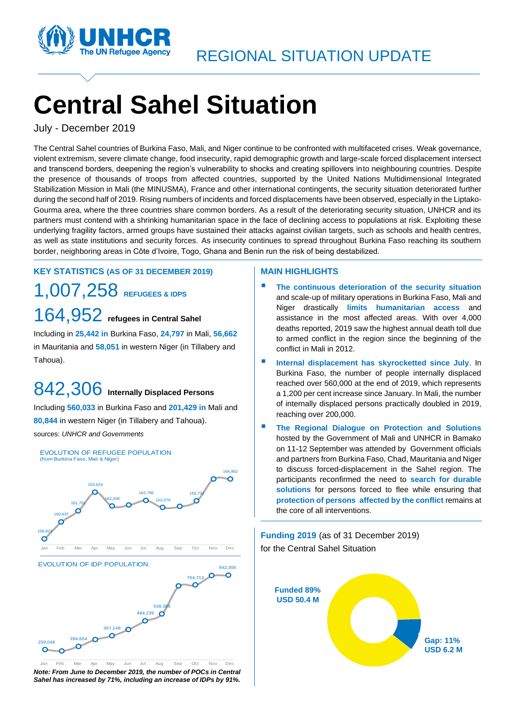REGIONAL SITUATION UPDATE

# Central Sahel Situation

July - December 2019

The Central Sahel countries of Burkina Faso, Mali, and Niger continue to be confronted with multifaceted crises. Weak governance, violent extremism, severe climate change, food insecurity, rapid demographic growth and large-scale forced displacement intersect and transcend borders, deepening the region's vulnerability to shocks and creating spillovers into neighbouring countries. Despite the presence of thousands of troops from affected countries, supported by the United Nations Multidimensional Integrated Stabilization Mission in Mali (the MINUSMA), France and other international contingents, the security situation deteriorated further during the second half of 2019. Rising numbers of incidents and forced displacements have been observed, especially in the Liptako-Gourma area, where the three countries share common borders. As a result of the deteriorating security situation, UNHCR and its partners must contend with a shrinking humanitarian space in the face of declining access to populations at risk. Exploiting these underlying fragility factors, armed groups have sustained their attacks against civilian targets, such as schools and health centres, as well as state institutions and security forces. As insecurity continues to spread throughout Burkina Faso reaching its southern border, neighboring areas in Côte d'Ivoire, Togo, Ghana and Benin run the risk of being destabilized.

## KEY STATISTICS (AS OF 31 DECEMBER 2019)

**1,007,258** REFUGEES & IDPS

**164,952** refugees in Central Sahel

Including in **25,442 in** Burkina Faso, **24,797** in Mali, **56,662** in Mauritania and **58,051** in western Niger (in Tillabery and Tahoua).

**842,306** Internally Displaced Persons

Including **560,033** in Burkina Faso and **201,429 in** Mali and **80,844** in western Niger (in Tillabery and Tahoua).

sources: *UNHCR and Governments*

EVOLUTION OF REFUGEE POPULATION
(from Burkina Faso, Mali & Niger)

| Jan | Feb | Mar | Apr | May | Jun | Jul | Aug | Sep | Oct | Nov | Dec |
|---|---|---|---|---|---|---|---|---|---|---|---|
| 158,922 | 160,637 | 161,751 | 163,624 | 162,209 | | 162,796 | 162,076 | | 162,731 | | 164,952 |

EVOLUTION OF IDP POPULATION

| Jan | Feb | Mar | Apr | May | Jun | Jul | Aug | Sep | Oct | Nov | Dec |
|---|---|---|---|---|---|---|---|---|---|---|---|
| 259,048 | | 284,654 | | 367,148 | | 484,239 | 538,386 | | 764,713 | | 842,306 |

***Note: From June to December 2019, the number of POCs in Central Sahel has increased by 71%, including an increase of IDPs by 91%.***

## MAIN HIGHLIGHTS

- **The continuous deterioration of the security situation** and scale-up of military operations in Burkina Faso, Mali and Niger drastically **limits humanitarian access** and assistance in the most affected areas. With over 4,000 deaths reported, 2019 saw the highest annual death toll due to armed conflict in the region since the beginning of the conflict in Mali in 2012.
- **Internal displacement has skyrocketted since July**. In Burkina Faso, the number of people internally displaced reached over 560,000 at the end of 2019, which represents a 1,200 per cent increase since January. In Mali, the number of internally displaced persons practically doubled in 2019, reaching over 200,000.
- **The Regional Dialogue on Protection and Solutions** hosted by the Government of Mali and UNHCR in Bamako on 11-12 September was attended by Government officials and partners from Burkina Faso, Chad, Mauritania and Niger to discuss forced-displacement in the Sahel region. The participants reconfirmed the need to **search for durable solutions** for persons forced to flee while ensuring that **protection of persons affected by the conflict** remains at the core of all interventions.

**Funding 2019** (as of 31 December 2019)
for the Central Sahel Situation

**Funded 89%**
**USD 50.4 M**

**Gap: 11%**
**USD 6.2 M**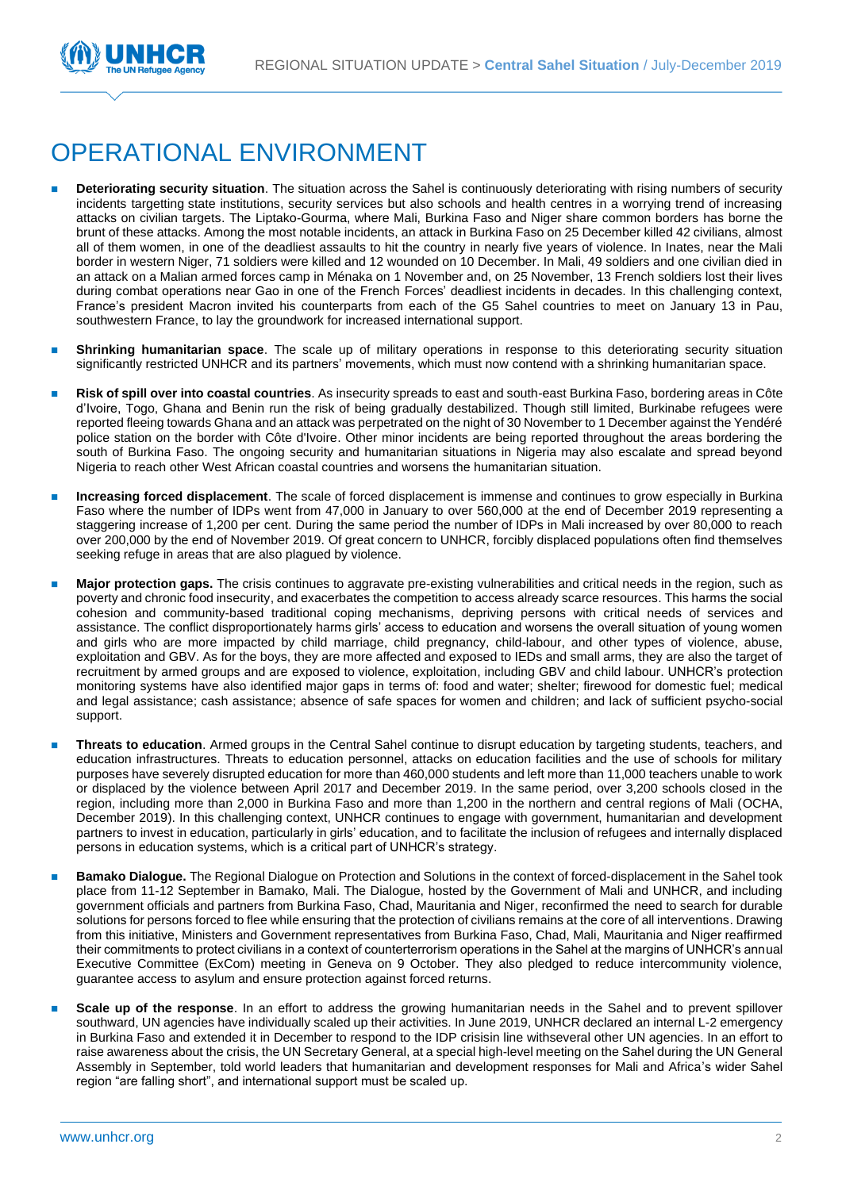# OPERATIONAL ENVIRONMENT

- **Deteriorating security situation**. The situation across the Sahel is continuously deteriorating with rising numbers of security incidents targetting state institutions, security services but also schools and health centres in a worrying trend of increasing attacks on civilian targets. The Liptako-Gourma, where Mali, Burkina Faso and Niger share common borders has borne the brunt of these attacks. Among the most notable incidents, an attack in Burkina Faso on 25 December killed 42 civilians, almost all of them women, in one of the deadliest assaults to hit the country in nearly five years of violence. In Inates, near the Mali border in western Niger, 71 soldiers were killed and 12 wounded on 10 December. In Mali, 49 soldiers and one civilian died in an attack on a Malian armed forces camp in Ménaka on 1 November and, on 25 November, 13 French soldiers lost their lives during combat operations near Gao in one of the French Forces' deadliest incidents in decades. In this challenging context, France's president Macron invited his counterparts from each of the G5 Sahel countries to meet on January 13 in Pau, southwestern France, to lay the groundwork for increased international support.

- **Shrinking humanitarian space**. The scale up of military operations in response to this deteriorating security situation significantly restricted UNHCR and its partners' movements, which must now contend with a shrinking humanitarian space.

- **Risk of spill over into coastal countries**. As insecurity spreads to east and south-east Burkina Faso, bordering areas in Côte d'Ivoire, Togo, Ghana and Benin run the risk of being gradually destabilized. Though still limited, Burkinabe refugees were reported fleeing towards Ghana and an attack was perpetrated on the night of 30 November to 1 December against the Yendéré police station on the border with Côte d'Ivoire. Other minor incidents are being reported throughout the areas bordering the south of Burkina Faso. The ongoing security and humanitarian situations in Nigeria may also escalate and spread beyond Nigeria to reach other West African coastal countries and worsens the humanitarian situation.

- **Increasing forced displacement**. The scale of forced displacement is immense and continues to grow especially in Burkina Faso where the number of IDPs went from 47,000 in January to over 560,000 at the end of December 2019 representing a staggering increase of 1,200 per cent. During the same period the number of IDPs in Mali increased by over 80,000 to reach over 200,000 by the end of November 2019. Of great concern to UNHCR, forcibly displaced populations often find themselves seeking refuge in areas that are also plagued by violence.

- **Major protection gaps.** The crisis continues to aggravate pre-existing vulnerabilities and critical needs in the region, such as poverty and chronic food insecurity, and exacerbates the competition to access already scarce resources. This harms the social cohesion and community-based traditional coping mechanisms, depriving persons with critical needs of services and assistance. The conflict disproportionately harms girls' access to education and worsens the overall situation of young women and girls who are more impacted by child marriage, child pregnancy, child-labour, and other types of violence, abuse, exploitation and GBV. As for the boys, they are more affected and exposed to IEDs and small arms, they are also the target of recruitment by armed groups and are exposed to violence, exploitation, including GBV and child labour. UNHCR's protection monitoring systems have also identified major gaps in terms of: food and water; shelter; firewood for domestic fuel; medical and legal assistance; cash assistance; absence of safe spaces for women and children; and lack of sufficient psycho-social support.

- **Threats to education**. Armed groups in the Central Sahel continue to disrupt education by targeting students, teachers, and education infrastructures. Threats to education personnel, attacks on education facilities and the use of schools for military purposes have severely disrupted education for more than 460,000 students and left more than 11,000 teachers unable to work or displaced by the violence between April 2017 and December 2019. In the same period, over 3,200 schools closed in the region, including more than 2,000 in Burkina Faso and more than 1,200 in the northern and central regions of Mali (OCHA, December 2019). In this challenging context, UNHCR continues to engage with government, humanitarian and development partners to invest in education, particularly in girls' education, and to facilitate the inclusion of refugees and internally displaced persons in education systems, which is a critical part of UNHCR's strategy.

- **Bamako Dialogue.** The Regional Dialogue on Protection and Solutions in the context of forced-displacement in the Sahel took place from 11-12 September in Bamako, Mali. The Dialogue, hosted by the Government of Mali and UNHCR, and including government officials and partners from Burkina Faso, Chad, Mauritania and Niger, reconfirmed the need to search for durable solutions for persons forced to flee while ensuring that the protection of civilians remains at the core of all interventions. Drawing from this initiative, Ministers and Government representatives from Burkina Faso, Chad, Mali, Mauritania and Niger reaffirmed their commitments to protect civilians in a context of counterterrorism operations in the Sahel at the margins of UNHCR's annual Executive Committee (ExCom) meeting in Geneva on 9 October. They also pledged to reduce intercommunity violence, guarantee access to asylum and ensure protection against forced returns.

- **Scale up of the response**. In an effort to address the growing humanitarian needs in the Sahel and to prevent spillover southward, UN agencies have individually scaled up their activities. In June 2019, UNHCR declared an internal L-2 emergency in Burkina Faso and extended it in December to respond to the IDP crisisin line withseveral other UN agencies. In an effort to raise awareness about the crisis, the UN Secretary General, at a special high-level meeting on the Sahel during the UN General Assembly in September, told world leaders that humanitarian and development responses for Mali and Africa's wider Sahel region "are falling short", and international support must be scaled up.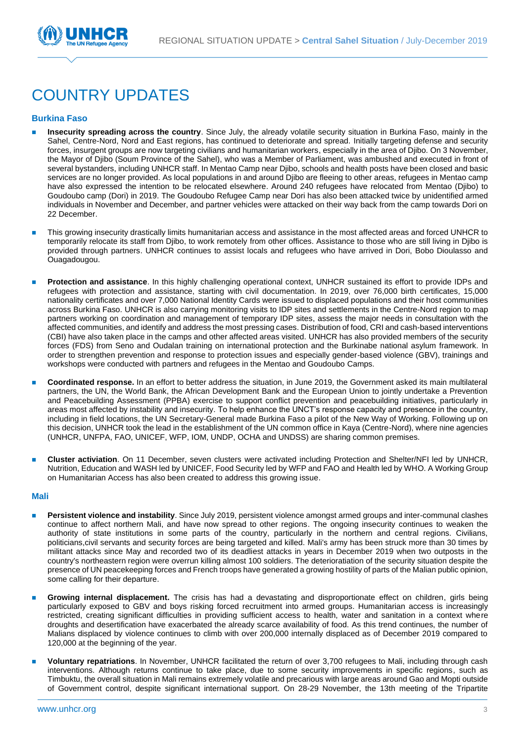# COUNTRY UPDATES

### Burkina Faso

- **Insecurity spreading across the country**. Since July, the already volatile security situation in Burkina Faso, mainly in the Sahel, Centre-Nord, Nord and East regions, has continued to deteriorate and spread. Initially targeting defense and security forces, insurgent groups are now targeting civilians and humanitarian workers, especially in the area of Djibo. On 3 November, the Mayor of Djibo (Soum Province of the Sahel), who was a Member of Parliament, was ambushed and executed in front of several bystanders, including UNHCR staff. In Mentao Camp near Djibo, schools and health posts have been closed and basic services are no longer provided. As local populations in and around Djibo are fleeing to other areas, refugees in Mentao camp have also expressed the intention to be relocated elsewhere. Around 240 refugees have relocated from Mentao (Djibo) to Goudoubo camp (Dori) in 2019. The Goudoubo Refugee Camp near Dori has also been attacked twice by unidentified armed individuals in November and December, and partner vehicles were attacked on their way back from the camp towards Dori on 22 December.

- This growing insecurity drastically limits humanitarian access and assistance in the most affected areas and forced UNHCR to temporarily relocate its staff from Djibo, to work remotely from other offices. Assistance to those who are still living in Djibo is provided through partners. UNHCR continues to assist locals and refugees who have arrived in Dori, Bobo Dioulasso and Ouagadougou.

- **Protection and assistance**. In this highly challenging operational context, UNHCR sustained its effort to provide IDPs and refugees with protection and assistance, starting with civil documentation. In 2019, over 76,000 birth certificates, 15,000 nationality certificates and over 7,000 National Identity Cards were issued to displaced populations and their host communities across Burkina Faso. UNHCR is also carrying monitoring visits to IDP sites and settlements in the Centre-Nord region to map partners working on coordination and management of temporary IDP sites, assess the major needs in consultation with the affected communities, and identify and address the most pressing cases. Distribution of food, CRI and cash-based interventions (CBI) have also taken place in the camps and other affected areas visited. UNHCR has also provided members of the security forces (FDS) from Seno and Oudalan training on international protection and the Burkinabe national asylum framework. In order to strengthen prevention and response to protection issues and especially gender-based violence (GBV), trainings and workshops were conducted with partners and refugees in the Mentao and Goudoubo Camps.

- **Coordinated response.** In an effort to better address the situation, in June 2019, the Government asked its main multilateral partners, the UN, the World Bank, the African Development Bank and the European Union to jointly undertake a Prevention and Peacebuilding Assessment (PPBA) exercise to support conflict prevention and peacebuilding initiatives, particularly in areas most affected by instability and insecurity. To help enhance the UNCT's response capacity and presence in the country, including in field locations, the UN Secretary-General made Burkina Faso a pilot of the New Way of Working. Following up on this decision, UNHCR took the lead in the establishment of the UN common office in Kaya (Centre-Nord), where nine agencies (UNHCR, UNFPA, FAO, UNICEF, WFP, IOM, UNDP, OCHA and UNDSS) are sharing common premises.

- **Cluster activiation**. On 11 December, seven clusters were activated including Protection and Shelter/NFI led by UNHCR, Nutrition, Education and WASH led by UNICEF, Food Security led by WFP and FAO and Health led by WHO. A Working Group on Humanitarian Access has also been created to address this growing issue.

### Mali

- **Persistent violence and instability**. Since July 2019, persistent violence amongst armed groups and inter-communal clashes continue to affect northern Mali, and have now spread to other regions. The ongoing insecurity continues to weaken the authority of state institutions in some parts of the country, particularly in the northern and central regions. Civilians, politicians,civil servants and security forces are being targeted and killed. Mali's army has been struck more than 30 times by militant attacks since May and recorded two of its deadliest attacks in years in December 2019 when two outposts in the country's northeastern region were overrun killing almost 100 soldiers. The deterioratiation of the security situation despite the presence of UN peacekeeping forces and French troops have generated a growing hostility of parts of the Malian public opinion, some calling for their departure.

- **Growing internal displacement.** The crisis has had a devastating and disproportionate effect on children, girls being particularly exposed to GBV and boys risking forced recruitment into armed groups. Humanitarian access is increasingly restricted, creating significant difficulties in providing sufficient access to health, water and sanitation in a context where droughts and desertification have exacerbated the already scarce availability of food. As this trend continues, the number of Malians displaced by violence continues to climb with over 200,000 internally displaced as of December 2019 compared to 120,000 at the beginning of the year.

- **Voluntary repatriations**. In November, UNHCR facilitated the return of over 3,700 refugees to Mali, including through cash interventions. Although returns continue to take place, due to some security improvements in specific regions, such as Timbuktu, the overall situation in Mali remains extremely volatile and precarious with large areas around Gao and Mopti outside of Government control, despite significant international support. On 28-29 November, the 13th meeting of the Tripartite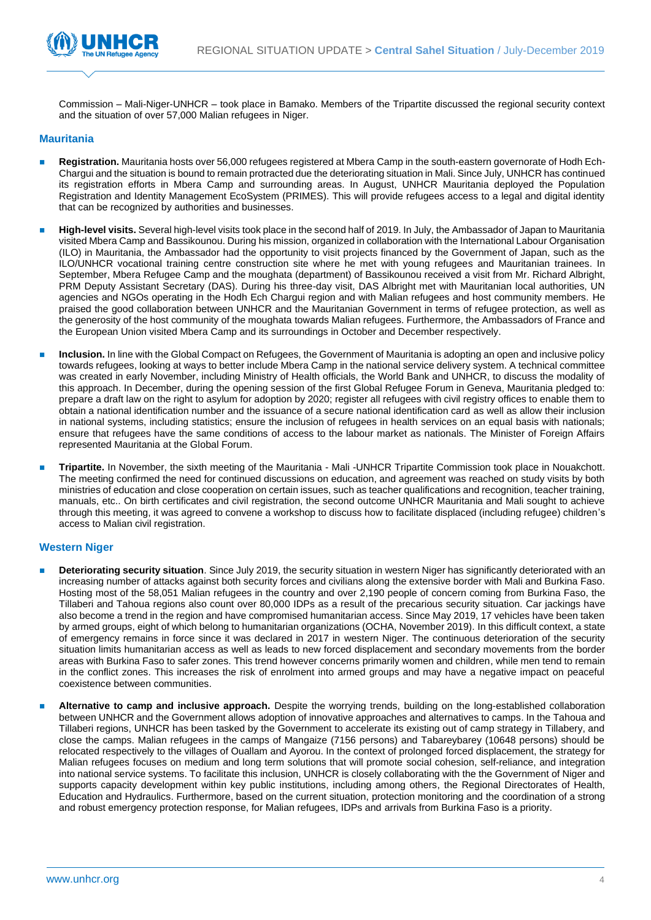Commission – Mali-Niger-UNHCR – took place in Bamako. Members of the Tripartite discussed the regional security context and the situation of over 57,000 Malian refugees in Niger.

### Mauritania

- **Registration.** Mauritania hosts over 56,000 refugees registered at Mbera Camp in the south-eastern governorate of Hodh Ech-Chargui and the situation is bound to remain protracted due the deteriorating situation in Mali. Since July, UNHCR has continued its registration efforts in Mbera Camp and surrounding areas. In August, UNHCR Mauritania deployed the Population Registration and Identity Management EcoSystem (PRIMES). This will provide refugees access to a legal and digital identity that can be recognized by authorities and businesses.

- **High-level visits.** Several high-level visits took place in the second half of 2019. In July, the Ambassador of Japan to Mauritania visited Mbera Camp and Bassikounou. During his mission, organized in collaboration with the International Labour Organisation (ILO) in Mauritania, the Ambassador had the opportunity to visit projects financed by the Government of Japan, such as the ILO/UNHCR vocational training centre construction site where he met with young refugees and Mauritanian trainees. In September, Mbera Refugee Camp and the moughata (department) of Bassikounou received a visit from Mr. Richard Albright, PRM Deputy Assistant Secretary (DAS). During his three-day visit, DAS Albright met with Mauritanian local authorities, UN agencies and NGOs operating in the Hodh Ech Chargui region and with Malian refugees and host community members. He praised the good collaboration between UNHCR and the Mauritanian Government in terms of refugee protection, as well as the generosity of the host community of the moughata towards Malian refugees. Furthermore, the Ambassadors of France and the European Union visited Mbera Camp and its surroundings in October and December respectively.

- **Inclusion.** In line with the Global Compact on Refugees, the Government of Mauritania is adopting an open and inclusive policy towards refugees, looking at ways to better include Mbera Camp in the national service delivery system. A technical committee was created in early November, including Ministry of Health officials, the World Bank and UNHCR, to discuss the modality of this approach. In December, during the opening session of the first Global Refugee Forum in Geneva, Mauritania pledged to: prepare a draft law on the right to asylum for adoption by 2020; register all refugees with civil registry offices to enable them to obtain a national identification number and the issuance of a secure national identification card as well as allow their inclusion in national systems, including statistics; ensure the inclusion of refugees in health services on an equal basis with nationals; ensure that refugees have the same conditions of access to the labour market as nationals. The Minister of Foreign Affairs represented Mauritania at the Global Forum.

- **Tripartite.** In November, the sixth meeting of the Mauritania - Mali -UNHCR Tripartite Commission took place in Nouakchott. The meeting confirmed the need for continued discussions on education, and agreement was reached on study visits by both ministries of education and close cooperation on certain issues, such as teacher qualifications and recognition, teacher training, manuals, etc.. On birth certificates and civil registration, the second outcome UNHCR Mauritania and Mali sought to achieve through this meeting, it was agreed to convene a workshop to discuss how to facilitate displaced (including refugee) children's access to Malian civil registration.

### Western Niger

- **Deteriorating security situation**. Since July 2019, the security situation in western Niger has significantly deteriorated with an increasing number of attacks against both security forces and civilians along the extensive border with Mali and Burkina Faso. Hosting most of the 58,051 Malian refugees in the country and over 2,190 people of concern coming from Burkina Faso, the Tillaberi and Tahoua regions also count over 80,000 IDPs as a result of the precarious security situation. Car jackings have also become a trend in the region and have compromised humanitarian access. Since May 2019, 17 vehicles have been taken by armed groups, eight of which belong to humanitarian organizations (OCHA, November 2019). In this difficult context, a state of emergency remains in force since it was declared in 2017 in western Niger. The continuous deterioration of the security situation limits humanitarian access as well as leads to new forced displacement and secondary movements from the border areas with Burkina Faso to safer zones. This trend however concerns primarily women and children, while men tend to remain in the conflict zones. This increases the risk of enrolment into armed groups and may have a negative impact on peaceful coexistence between communities.

- **Alternative to camp and inclusive approach.** Despite the worrying trends, building on the long-established collaboration between UNHCR and the Government allows adoption of innovative approaches and alternatives to camps. In the Tahoua and Tillaberi regions, UNHCR has been tasked by the Government to accelerate its existing out of camp strategy in Tillabery, and close the camps. Malian refugees in the camps of Mangaize (7156 persons) and Tabareybarey (10648 persons) should be relocated respectively to the villages of Ouallam and Ayorou. In the context of prolonged forced displacement, the strategy for Malian refugees focuses on medium and long term solutions that will promote social cohesion, self-reliance, and integration into national service systems. To facilitate this inclusion, UNHCR is closely collaborating with the the Government of Niger and supports capacity development within key public institutions, including among others, the Regional Directorates of Health, Education and Hydraulics. Furthermore, based on the current situation, protection monitoring and the coordination of a strong and robust emergency protection response, for Malian refugees, IDPs and arrivals from Burkina Faso is a priority.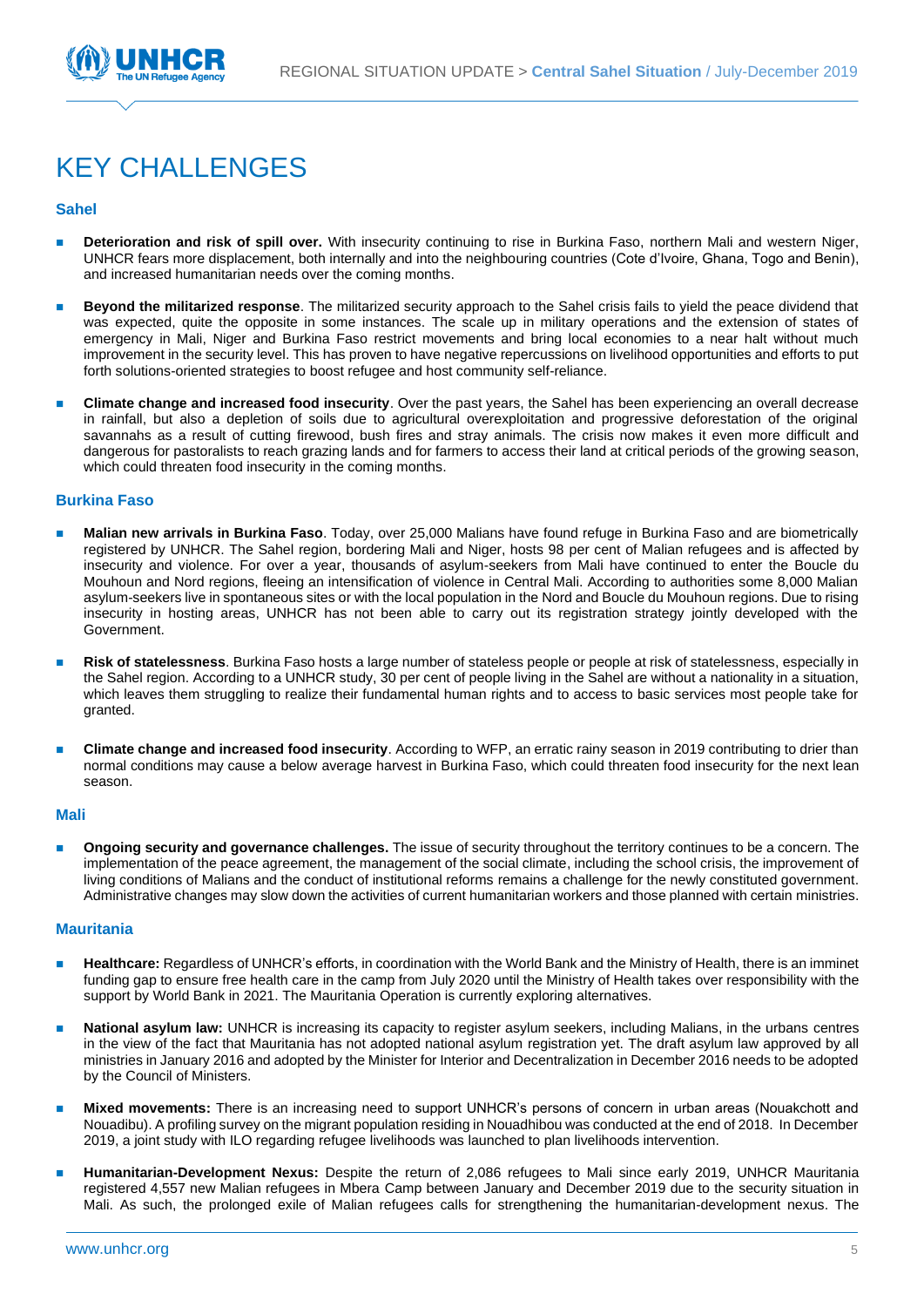# KEY CHALLENGES

### Sahel

- **Deterioration and risk of spill over.** With insecurity continuing to rise in Burkina Faso, northern Mali and western Niger, UNHCR fears more displacement, both internally and into the neighbouring countries (Cote d'Ivoire, Ghana, Togo and Benin), and increased humanitarian needs over the coming months.

- **Beyond the militarized response**. The militarized security approach to the Sahel crisis fails to yield the peace dividend that was expected, quite the opposite in some instances. The scale up in military operations and the extension of states of emergency in Mali, Niger and Burkina Faso restrict movements and bring local economies to a near halt without much improvement in the security level. This has proven to have negative repercussions on livelihood opportunities and efforts to put forth solutions-oriented strategies to boost refugee and host community self-reliance.

- **Climate change and increased food insecurity**. Over the past years, the Sahel has been experiencing an overall decrease in rainfall, but also a depletion of soils due to agricultural overexploitation and progressive deforestation of the original savannahs as a result of cutting firewood, bush fires and stray animals. The crisis now makes it even more difficult and dangerous for pastoralists to reach grazing lands and for farmers to access their land at critical periods of the growing season, which could threaten food insecurity in the coming months.

### Burkina Faso

- **Malian new arrivals in Burkina Faso**. Today, over 25,000 Malians have found refuge in Burkina Faso and are biometrically registered by UNHCR. The Sahel region, bordering Mali and Niger, hosts 98 per cent of Malian refugees and is affected by insecurity and violence. For over a year, thousands of asylum-seekers from Mali have continued to enter the Boucle du Mouhoun and Nord regions, fleeing an intensification of violence in Central Mali. According to authorities some 8,000 Malian asylum-seekers live in spontaneous sites or with the local population in the Nord and Boucle du Mouhoun regions. Due to rising insecurity in hosting areas, UNHCR has not been able to carry out its registration strategy jointly developed with the Government.

- **Risk of statelessness**. Burkina Faso hosts a large number of stateless people or people at risk of statelessness, especially in the Sahel region. According to a UNHCR study, 30 per cent of people living in the Sahel are without a nationality in a situation, which leaves them struggling to realize their fundamental human rights and to access to basic services most people take for granted.

- **Climate change and increased food insecurity**. According to WFP, an erratic rainy season in 2019 contributing to drier than normal conditions may cause a below average harvest in Burkina Faso, which could threaten food insecurity for the next lean season.

### Mali

- **Ongoing security and governance challenges.** The issue of security throughout the territory continues to be a concern. The implementation of the peace agreement, the management of the social climate, including the school crisis, the improvement of living conditions of Malians and the conduct of institutional reforms remains a challenge for the newly constituted government. Administrative changes may slow down the activities of current humanitarian workers and those planned with certain ministries.

### Mauritania

- **Healthcare:** Regardless of UNHCR's efforts, in coordination with the World Bank and the Ministry of Health, there is an imminet funding gap to ensure free health care in the camp from July 2020 until the Ministry of Health takes over responsibility with the support by World Bank in 2021. The Mauritania Operation is currently exploring alternatives.

- **National asylum law:** UNHCR is increasing its capacity to register asylum seekers, including Malians, in the urbans centres in the view of the fact that Mauritania has not adopted national asylum registration yet. The draft asylum law approved by all ministries in January 2016 and adopted by the Minister for Interior and Decentralization in December 2016 needs to be adopted by the Council of Ministers.

- **Mixed movements:** There is an increasing need to support UNHCR's persons of concern in urban areas (Nouakchott and Nouadibu). A profiling survey on the migrant population residing in Nouadhibou was conducted at the end of 2018. In December 2019, a joint study with ILO regarding refugee livelihoods was launched to plan livelihoods intervention.

- **Humanitarian-Development Nexus:** Despite the return of 2,086 refugees to Mali since early 2019, UNHCR Mauritania registered 4,557 new Malian refugees in Mbera Camp between January and December 2019 due to the security situation in Mali. As such, the prolonged exile of Malian refugees calls for strengthening the humanitarian-development nexus. The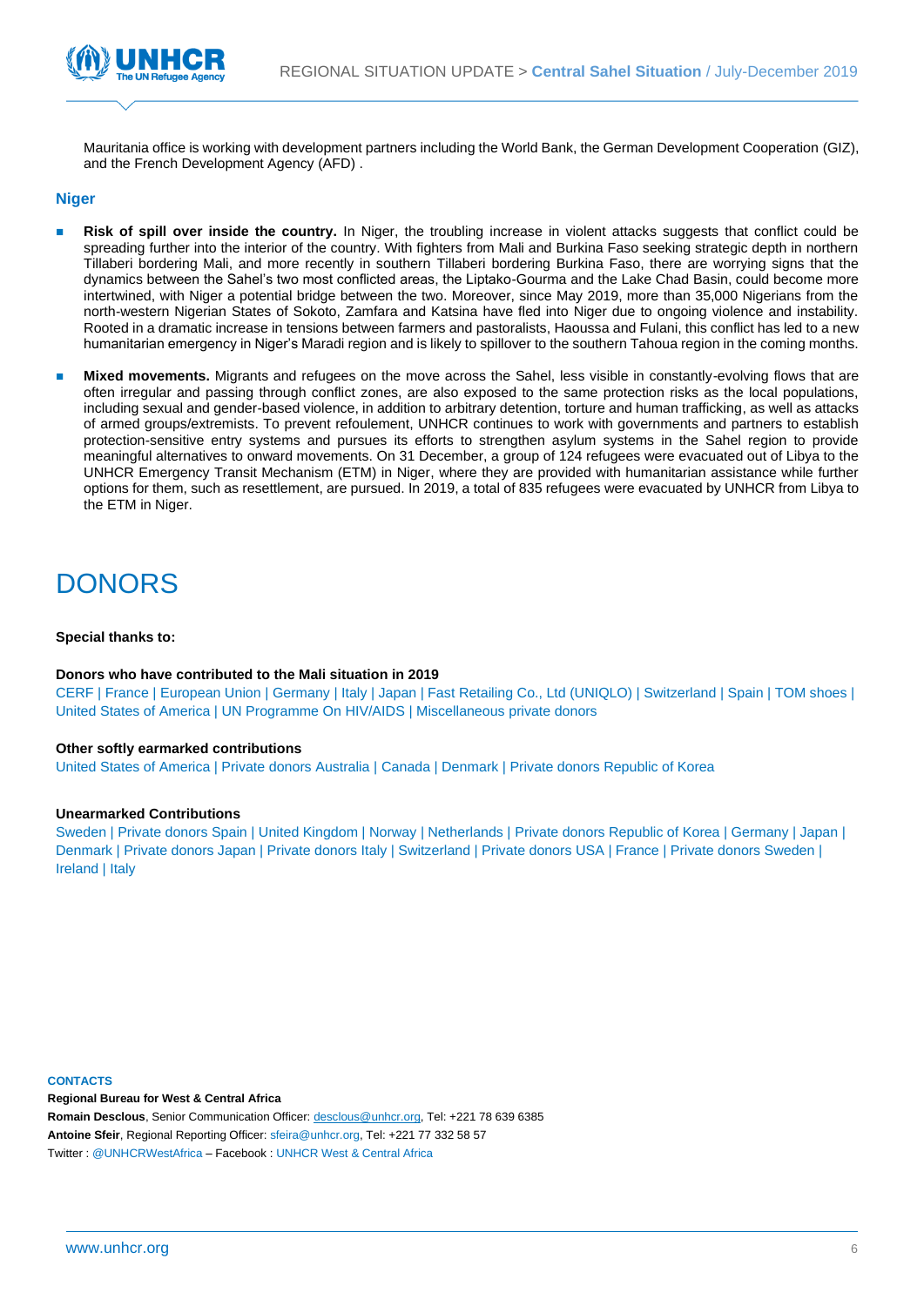Mauritania office is working with development partners including the World Bank, the German Development Cooperation (GIZ), and the French Development Agency (AFD) .

### Niger

- **Risk of spill over inside the country.** In Niger, the troubling increase in violent attacks suggests that conflict could be spreading further into the interior of the country. With fighters from Mali and Burkina Faso seeking strategic depth in northern Tillaberi bordering Mali, and more recently in southern Tillaberi bordering Burkina Faso, there are worrying signs that the dynamics between the Sahel's two most conflicted areas, the Liptako-Gourma and the Lake Chad Basin, could become more intertwined, with Niger a potential bridge between the two. Moreover, since May 2019, more than 35,000 Nigerians from the north-western Nigerian States of Sokoto, Zamfara and Katsina have fled into Niger due to ongoing violence and instability. Rooted in a dramatic increase in tensions between farmers and pastoralists, Haoussa and Fulani, this conflict has led to a new humanitarian emergency in Niger's Maradi region and is likely to spillover to the southern Tahoua region in the coming months.

- **Mixed movements.** Migrants and refugees on the move across the Sahel, less visible in constantly-evolving flows that are often irregular and passing through conflict zones, are also exposed to the same protection risks as the local populations, including sexual and gender-based violence, in addition to arbitrary detention, torture and human trafficking, as well as attacks of armed groups/extremists. To prevent refoulement, UNHCR continues to work with governments and partners to establish protection-sensitive entry systems and pursues its efforts to strengthen asylum systems in the Sahel region to provide meaningful alternatives to onward movements. On 31 December, a group of 124 refugees were evacuated out of Libya to the UNHCR Emergency Transit Mechanism (ETM) in Niger, where they are provided with humanitarian assistance while further options for them, such as resettlement, are pursued. In 2019, a total of 835 refugees were evacuated by UNHCR from Libya to the ETM in Niger.

# DONORS

**Special thanks to:**

**Donors who have contributed to the Mali situation in 2019**

CERF | France | European Union | Germany | Italy | Japan | Fast Retailing Co., Ltd (UNIQLO) | Switzerland | Spain | TOM shoes | United States of America | UN Programme On HIV/AIDS | Miscellaneous private donors

**Other softly earmarked contributions**

United States of America | Private donors Australia | Canada | Denmark | Private donors Republic of Korea

**Unearmarked Contributions**

Sweden | Private donors Spain | United Kingdom | Norway | Netherlands | Private donors Republic of Korea | Germany | Japan | Denmark | Private donors Japan | Private donors Italy | Switzerland | Private donors USA | France | Private donors Sweden | Ireland | Italy

**CONTACTS**

**Regional Bureau for West & Central Africa**

**Romain Desclous**, Senior Communication Officer: desclous@unhcr.org, Tel: +221 78 639 6385

**Antoine Sfeir**, Regional Reporting Officer: sfeira@unhcr.org, Tel: +221 77 332 58 57

Twitter : @UNHCRWestAfrica – Facebook : UNHCR West & Central Africa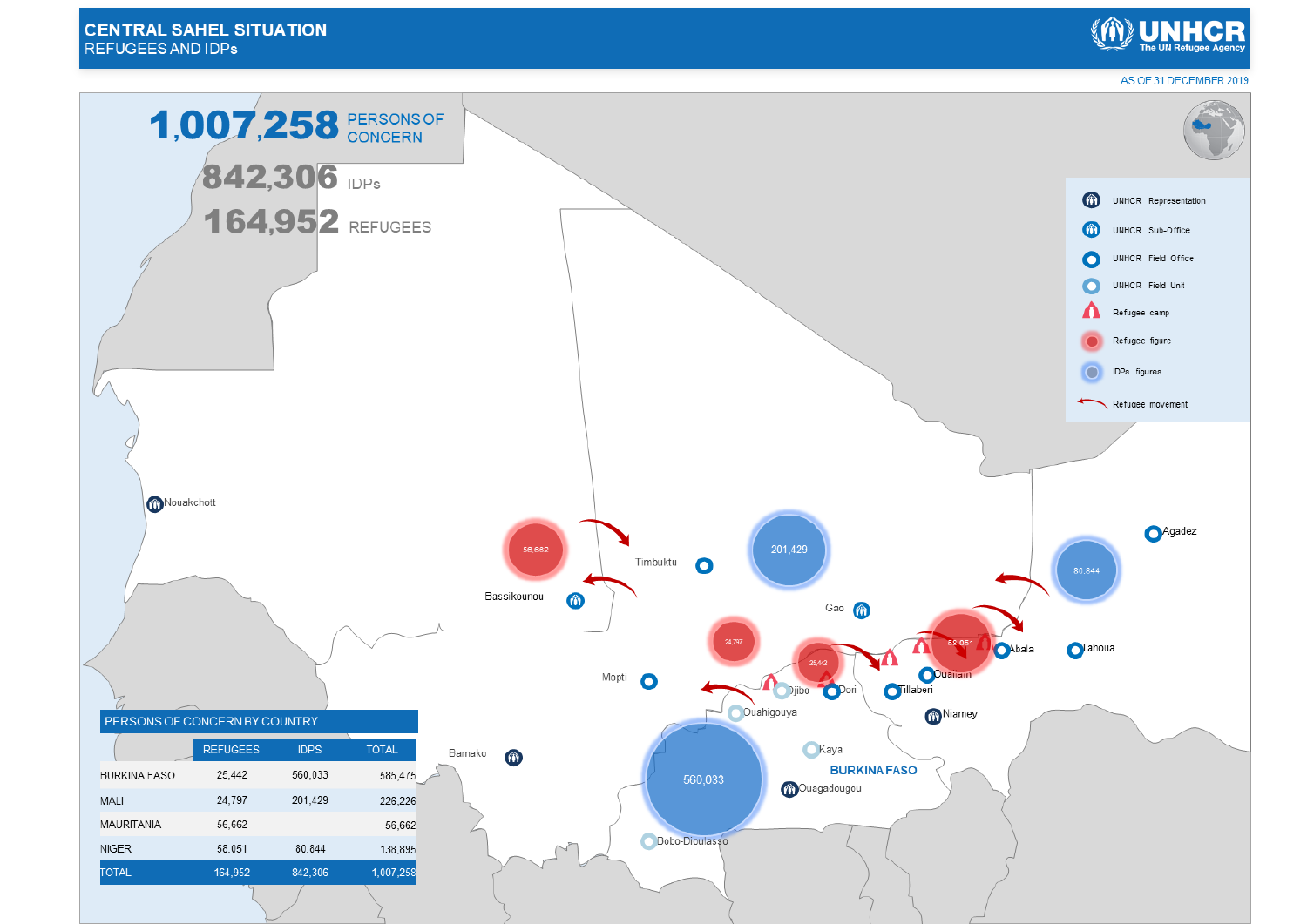# CENTRAL SAHEL SITUATION
## REFUGEES AND IDPs

UNHCR The UN Refugee Agency

AS OF 31 DECEMBER 2019

**1,007,258** PERSONS OF CONCERN

**842,306** IDPs

**164,952** REFUGEES

UNHCR Representation
UNHCR Sub-Office
UNHCR Field Office
UNHCR Field Unit
Refugee camp
Refugee figure
IDPs figures
Refugee movement

Nouakchott
Bassikounou
Timbuktu
Gao
Mopti
Bamako
Djibo
Dori
Ouahigouya
Kaya
BURKINA FASO
Ouagadougou
Bobo-Dioulasso
Tillaberi
Ouallam
Abala
Niamey
Tahoua
Agadez

56,662
201,429
24,797
25,442
58,051
80,844
560,033

### PERSONS OF CONCERN BY COUNTRY

| | REFUGEES | IDPS | TOTAL |
|---|---|---|---|
| BURKINA FASO | 25,442 | 560,033 | 585,475 |
| MALI | 24,797 | 201,429 | 226,226 |
| MAURITANIA | 56,662 | | 56,662 |
| NIGER | 58,051 | 80,844 | 138,895 |
| TOTAL | 164,952 | 842,306 | 1,007,258 |